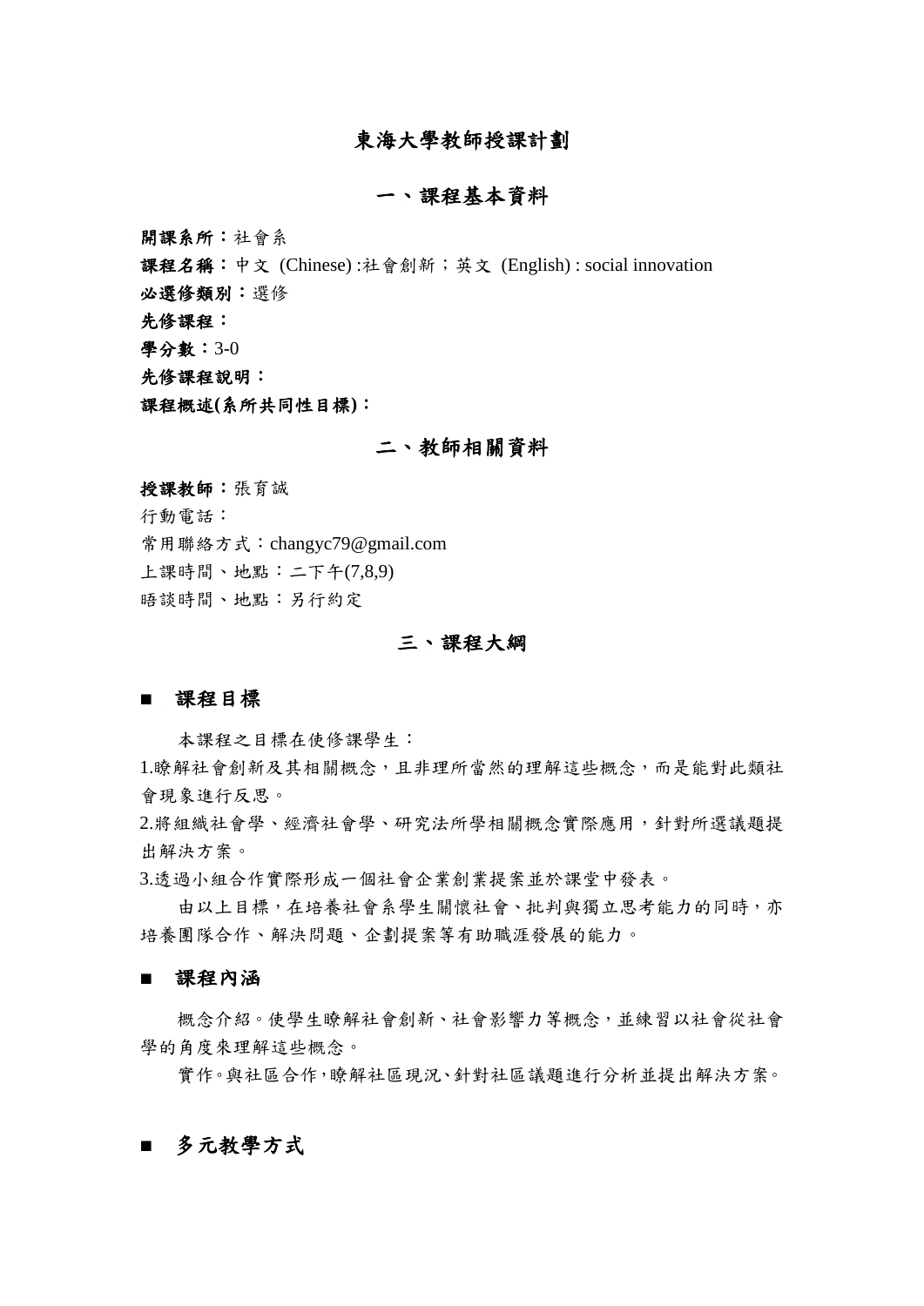# 東海大學教師授課計劃

## 一、課程基本資料

**開課系所：**社會系

**課程名稱：**中文 (Chinese) :社會創新；英文 (English) : social innovation

**必選修類別：**選修

**先修課程：**

**學分數：**3-0

**先修課程說明：**

**課程概述(系所共同性目標)：**

## 二、教師相關資料

**授課教師：**張育誠

行動電話：

常用聯絡方式：changyc79@gmail.com

上課時間、地點：二下午(7,8,9)

晤談時間、地點：另行約定

## 三、課程大綱

### ■ 課程目標

本課程之目標在使修課學生：

1.瞭解社會創新及其相關概念，且非理所當然的理解這些概念，而是能對此類社會現象進行反思。

2.將組織社會學、經濟社會學、研究法所學相關概念實際應用，針對所選議題提出解決方案。

3.透過小組合作實際形成一個社會企業創業提案並於課堂中發表。

由以上目標，在培養社會系學生關懷社會、批判與獨立思考能力的同時，亦培養團隊合作、解決問題、企劃提案等有助職涯發展的能力。

### ■ 課程內涵

概念介紹。使學生瞭解社會創新、社會影響力等概念，並練習以社會從社會學的角度來理解這些概念。

實作。與社區合作，瞭解社區現況、針對社區議題進行分析並提出解決方案。

### ■ 多元教學方式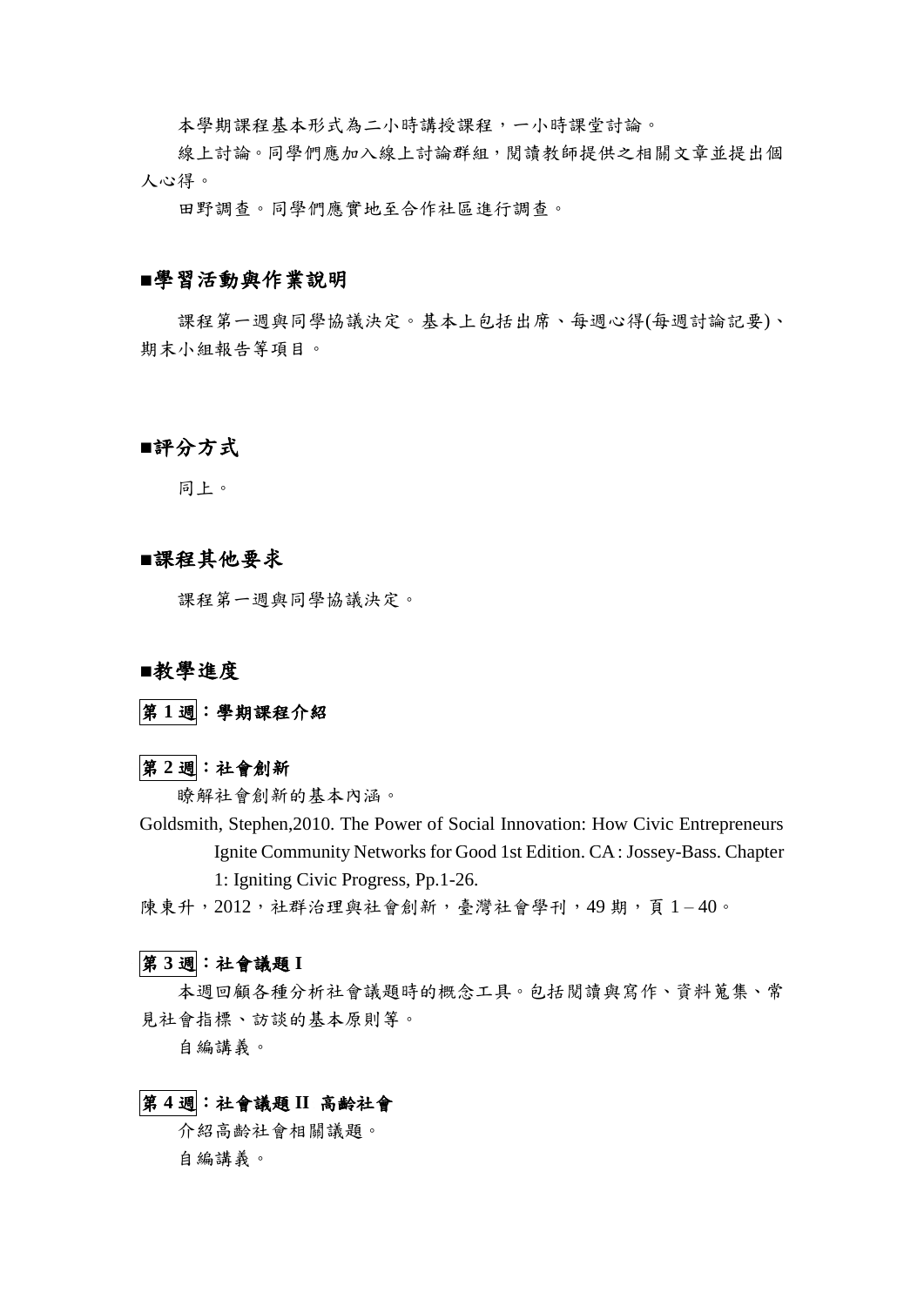本學期課程基本形式為二小時講授課程，一小時課堂討論。

線上討論。同學們應加入線上討論群組，閱讀教師提供之相關文章並提出個人心得。

田野調查。同學們應實地至合作社區進行調查。

## ■學習活動與作業說明

課程第一週與同學協議決定。基本上包括出席、每週心得(每週討論記要)、期末小組報告等項目。

## ■評分方式

同上。

## ■課程其他要求

課程第一週與同學協議決定。

## ■教學進度

### 第 1 週：學期課程介紹

### 第 2 週：社會創新

瞭解社會創新的基本內涵。

Goldsmith, Stephen,2010. The Power of Social Innovation: How Civic Entrepreneurs Ignite Community Networks for Good 1st Edition. CA : Jossey-Bass. Chapter 1: Igniting Civic Progress, Pp.1-26.

陳東升，2012，社群治理與社會創新，臺灣社會學刊，49 期，頁 1 – 40。

### 第 3 週：社會議題 I

本週回顧各種分析社會議題時的概念工具。包括閱讀與寫作、資料蒐集、常見社會指標、訪談的基本原則等。

自編講義。

### 第 4 週：社會議題 II 高齡社會

介紹高齡社會相關議題。

自編講義。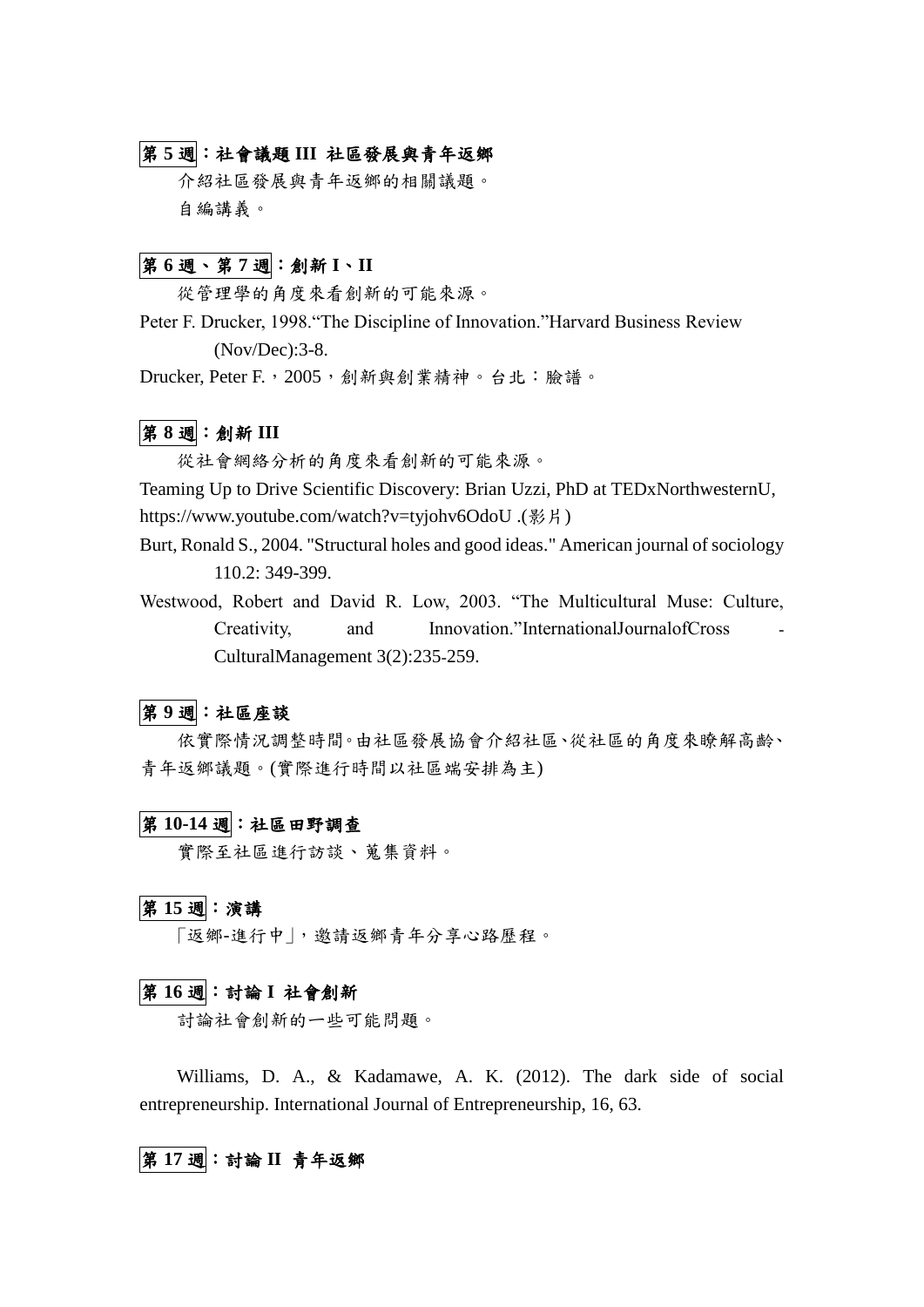**第 5 週：社會議題 III 社區發展與青年返鄉**

介紹社區發展與青年返鄉的相關議題。

自編講義。

**第 6 週、第 7 週：創新 I、II**

從管理學的角度來看創新的可能來源。

Peter F. Drucker, 1998.“The Discipline of Innovation.”Harvard Business Review (Nov/Dec):3-8.

Drucker, Peter F.，2005，創新與創業精神。台北：臉譜。

**第 8 週：創新 III**

從社會網絡分析的角度來看創新的可能來源。

Teaming Up to Drive Scientific Discovery: Brian Uzzi, PhD at TEDxNorthwesternU, https://www.youtube.com/watch?v=tyjohv6OdoU .(影片)

Burt, Ronald S., 2004. "Structural holes and good ideas." American journal of sociology 110.2: 349-399.

Westwood, Robert and David R. Low, 2003. “The Multicultural Muse: Culture, Creativity, and Innovation.”InternationalJournalofCross - CulturalManagement 3(2):235-259.

**第 9 週：社區座談**

依實際情況調整時間。由社區發展協會介紹社區、從社區的角度來瞭解高齡、青年返鄉議題。(實際進行時間以社區端安排為主)

**第 10-14 週：社區田野調查**

實際至社區進行訪談、蒐集資料。

**第 15 週：演講**

「返鄉-進行中」，邀請返鄉青年分享心路歷程。

**第 16 週：討論 I 社會創新**

討論社會創新的一些可能問題。

Williams, D. A., & Kadamawe, A. K. (2012). The dark side of social entrepreneurship. International Journal of Entrepreneurship, 16, 63.

**第 17 週：討論 II 青年返鄉**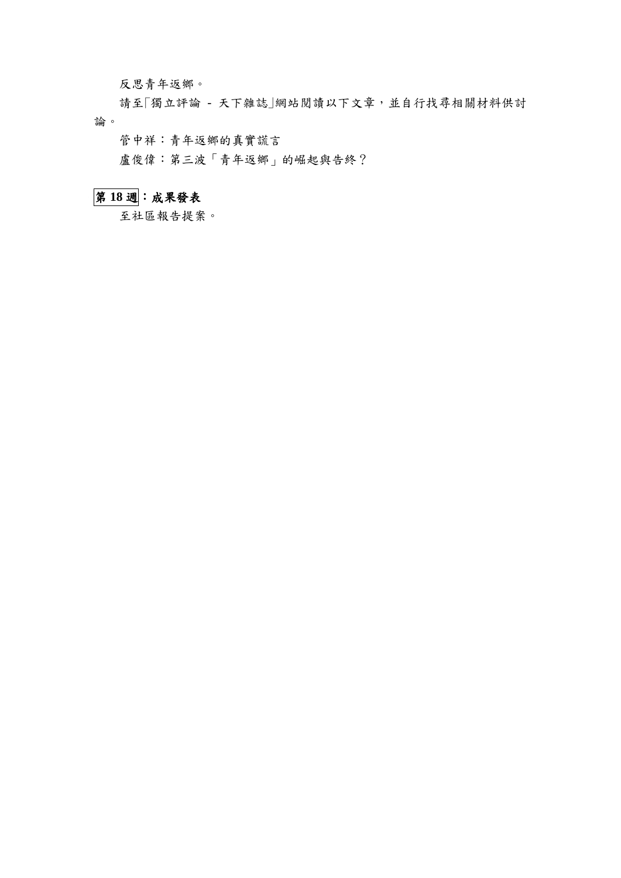反思青年返鄉。

請至「獨立評論 - 天下雜誌」網站閱讀以下文章，並自行找尋相關材料供討論。

管中祥：青年返鄉的真實謊言

盧俊偉：第三波「青年返鄉」的崛起與告終？

## 第 18 週：成果發表

至社區報告提案。